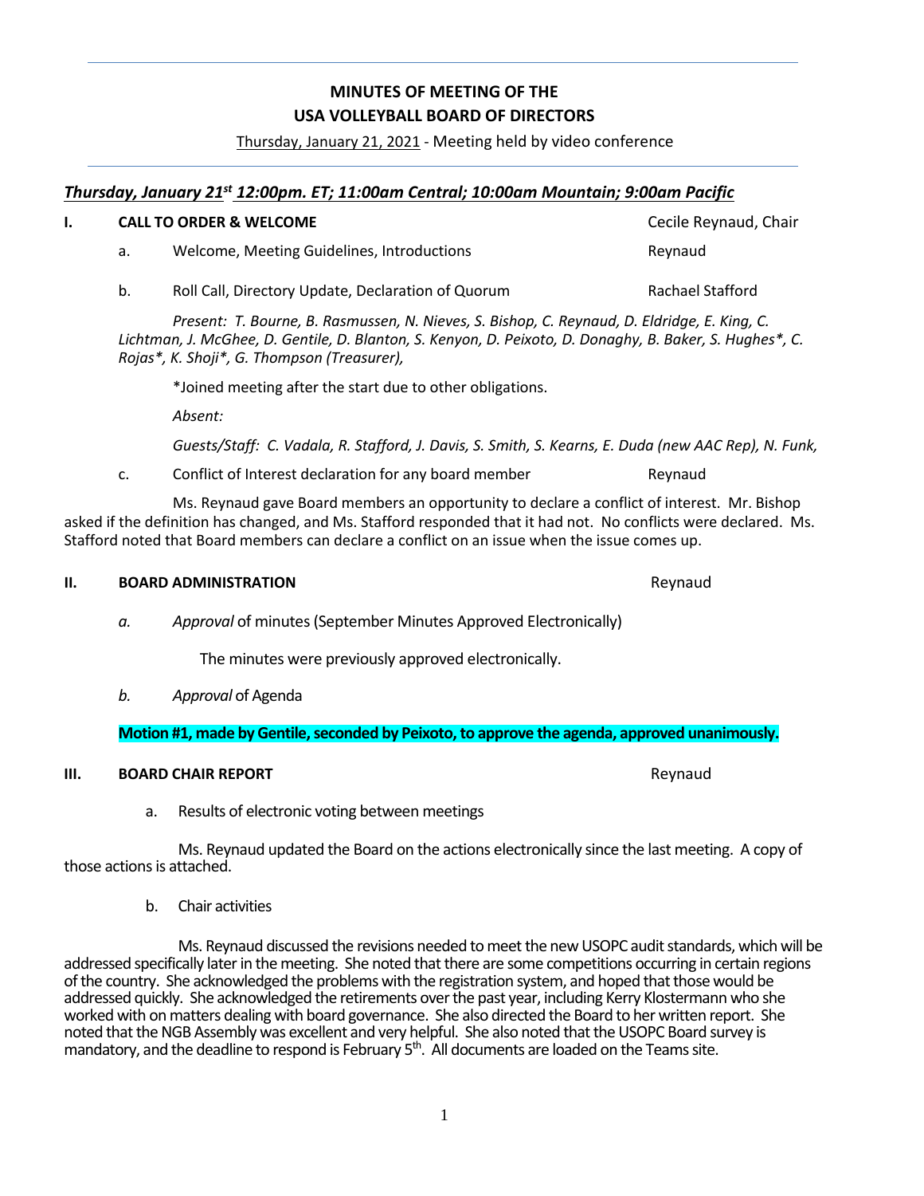# MINUTES OF MEETING OF THE USA VOLLEYBALL BOARD OF DIRECTORS

Thursday, January 21, 2021 - Meeting held by video conference

***Thursday, January 21st 12:00pm. ET; 11:00am Central; 10:00am Mountain; 9:00am Pacific***

**I. CALL TO ORDER & WELCOME** — Cecile Reynaud, Chair

a. Welcome, Meeting Guidelines, Introductions — Reynaud

b. Roll Call, Directory Update, Declaration of Quorum — Rachael Stafford

*Present: T. Bourne, B. Rasmussen, N. Nieves, S. Bishop, C. Reynaud, D. Eldridge, E. King, C. Lichtman, J. McGhee, D. Gentile, D. Blanton, S. Kenyon, D. Peixoto, D. Donaghy, B. Baker, S. Hughes\*, C. Rojas\*, K. Shoji\*, G. Thompson (Treasurer),*

\*Joined meeting after the start due to other obligations.

*Absent:*

*Guests/Staff: C. Vadala, R. Stafford, J. Davis, S. Smith, S. Kearns, E. Duda (new AAC Rep), N. Funk,*

c. Conflict of Interest declaration for any board member — Reynaud

Ms. Reynaud gave Board members an opportunity to declare a conflict of interest. Mr. Bishop asked if the definition has changed, and Ms. Stafford responded that it had not. No conflicts were declared. Ms. Stafford noted that Board members can declare a conflict on an issue when the issue comes up.

**II. BOARD ADMINISTRATION** — Reynaud

*a. Approval* of minutes (September Minutes Approved Electronically)

The minutes were previously approved electronically.

*b. Approval* of Agenda

**Motion #1, made by Gentile, seconded by Peixoto, to approve the agenda, approved unanimously.**

**III. BOARD CHAIR REPORT** — Reynaud

a. Results of electronic voting between meetings

Ms. Reynaud updated the Board on the actions electronically since the last meeting. A copy of those actions is attached.

b. Chair activities

Ms. Reynaud discussed the revisions needed to meet the new USOPC audit standards, which will be addressed specifically later in the meeting. She noted that there are some competitions occurring in certain regions of the country. She acknowledged the problems with the registration system, and hoped that those would be addressed quickly. She acknowledged the retirements over the past year, including Kerry Klostermann who she worked with on matters dealing with board governance. She also directed the Board to her written report. She noted that the NGB Assembly was excellent and very helpful. She also noted that the USOPC Board survey is mandatory, and the deadline to respond is February 5th. All documents are loaded on the Teams site.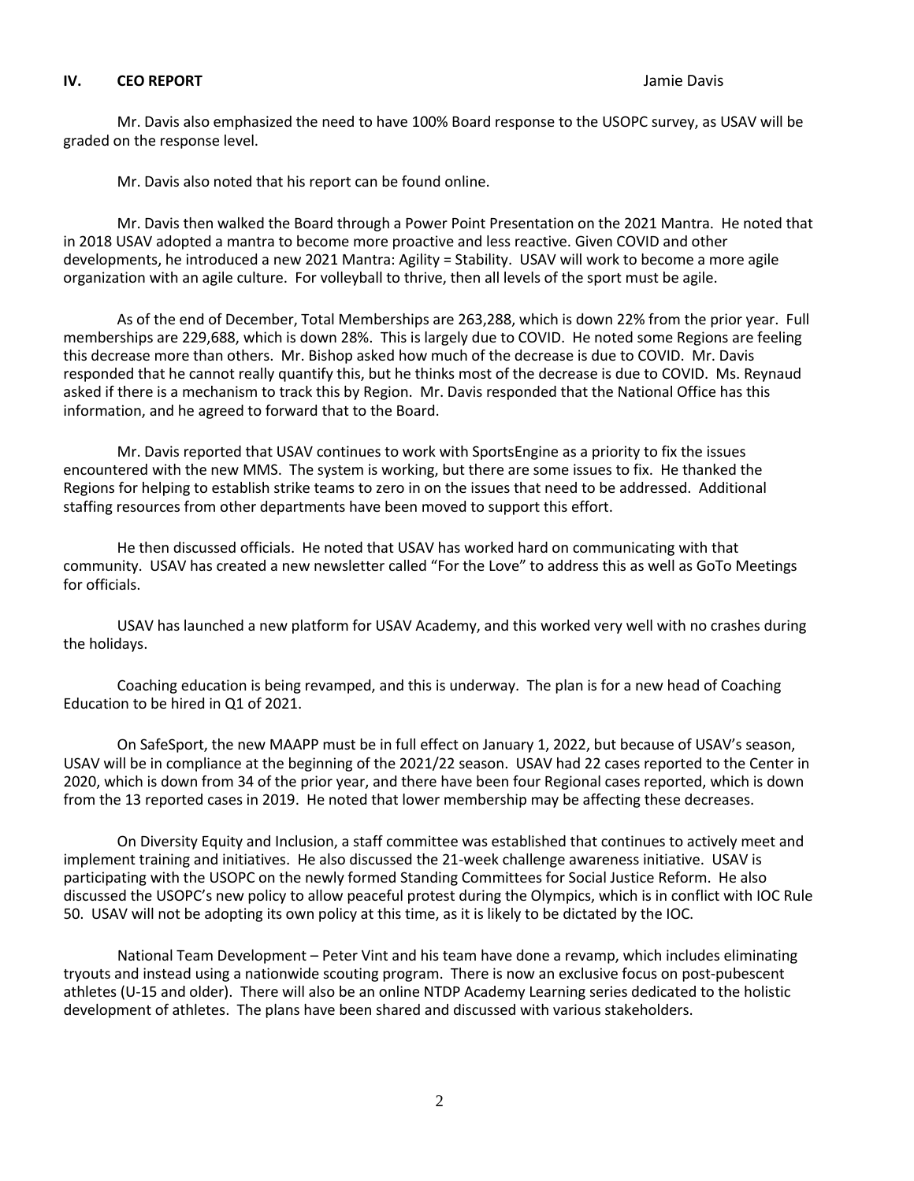## IV. CEO REPORT Jamie Davis

Mr. Davis also emphasized the need to have 100% Board response to the USOPC survey, as USAV will be graded on the response level.

Mr. Davis also noted that his report can be found online.

Mr. Davis then walked the Board through a Power Point Presentation on the 2021 Mantra. He noted that in 2018 USAV adopted a mantra to become more proactive and less reactive. Given COVID and other developments, he introduced a new 2021 Mantra: Agility = Stability. USAV will work to become a more agile organization with an agile culture. For volleyball to thrive, then all levels of the sport must be agile.

As of the end of December, Total Memberships are 263,288, which is down 22% from the prior year. Full memberships are 229,688, which is down 28%. This is largely due to COVID. He noted some Regions are feeling this decrease more than others. Mr. Bishop asked how much of the decrease is due to COVID. Mr. Davis responded that he cannot really quantify this, but he thinks most of the decrease is due to COVID. Ms. Reynaud asked if there is a mechanism to track this by Region. Mr. Davis responded that the National Office has this information, and he agreed to forward that to the Board.

Mr. Davis reported that USAV continues to work with SportsEngine as a priority to fix the issues encountered with the new MMS. The system is working, but there are some issues to fix. He thanked the Regions for helping to establish strike teams to zero in on the issues that need to be addressed. Additional staffing resources from other departments have been moved to support this effort.

He then discussed officials. He noted that USAV has worked hard on communicating with that community. USAV has created a new newsletter called "For the Love" to address this as well as GoTo Meetings for officials.

USAV has launched a new platform for USAV Academy, and this worked very well with no crashes during the holidays.

Coaching education is being revamped, and this is underway. The plan is for a new head of Coaching Education to be hired in Q1 of 2021.

On SafeSport, the new MAAPP must be in full effect on January 1, 2022, but because of USAV's season, USAV will be in compliance at the beginning of the 2021/22 season. USAV had 22 cases reported to the Center in 2020, which is down from 34 of the prior year, and there have been four Regional cases reported, which is down from the 13 reported cases in 2019. He noted that lower membership may be affecting these decreases.

On Diversity Equity and Inclusion, a staff committee was established that continues to actively meet and implement training and initiatives. He also discussed the 21-week challenge awareness initiative. USAV is participating with the USOPC on the newly formed Standing Committees for Social Justice Reform. He also discussed the USOPC's new policy to allow peaceful protest during the Olympics, which is in conflict with IOC Rule 50. USAV will not be adopting its own policy at this time, as it is likely to be dictated by the IOC.

National Team Development – Peter Vint and his team have done a revamp, which includes eliminating tryouts and instead using a nationwide scouting program. There is now an exclusive focus on post-pubescent athletes (U-15 and older). There will also be an online NTDP Academy Learning series dedicated to the holistic development of athletes. The plans have been shared and discussed with various stakeholders.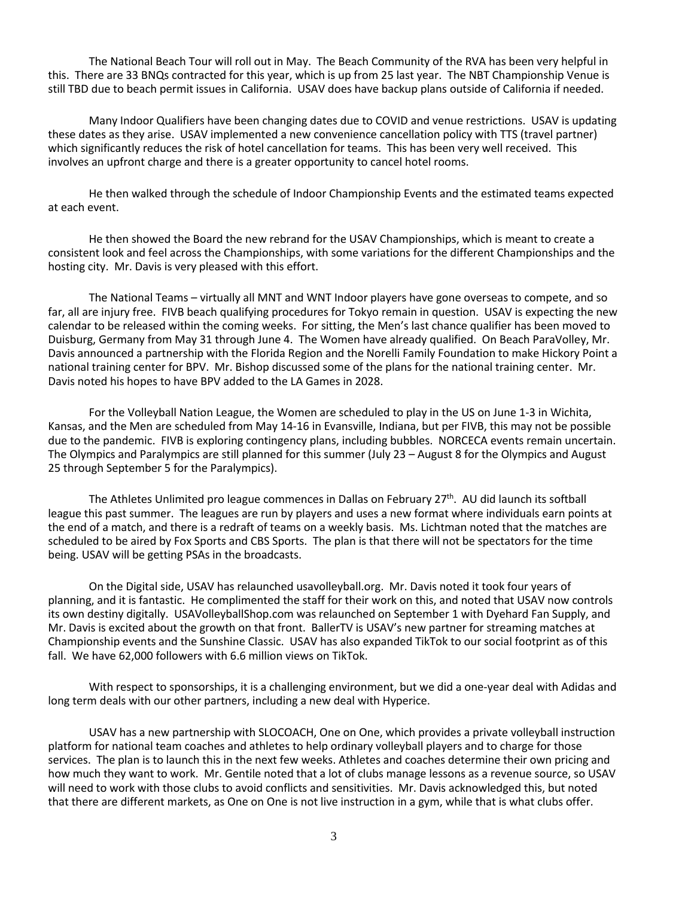The National Beach Tour will roll out in May. The Beach Community of the RVA has been very helpful in this. There are 33 BNQs contracted for this year, which is up from 25 last year. The NBT Championship Venue is still TBD due to beach permit issues in California. USAV does have backup plans outside of California if needed.

Many Indoor Qualifiers have been changing dates due to COVID and venue restrictions. USAV is updating these dates as they arise. USAV implemented a new convenience cancellation policy with TTS (travel partner) which significantly reduces the risk of hotel cancellation for teams. This has been very well received. This involves an upfront charge and there is a greater opportunity to cancel hotel rooms.

He then walked through the schedule of Indoor Championship Events and the estimated teams expected at each event.

He then showed the Board the new rebrand for the USAV Championships, which is meant to create a consistent look and feel across the Championships, with some variations for the different Championships and the hosting city. Mr. Davis is very pleased with this effort.

The National Teams – virtually all MNT and WNT Indoor players have gone overseas to compete, and so far, all are injury free. FIVB beach qualifying procedures for Tokyo remain in question. USAV is expecting the new calendar to be released within the coming weeks. For sitting, the Men's last chance qualifier has been moved to Duisburg, Germany from May 31 through June 4. The Women have already qualified. On Beach ParaVolley, Mr. Davis announced a partnership with the Florida Region and the Norelli Family Foundation to make Hickory Point a national training center for BPV. Mr. Bishop discussed some of the plans for the national training center. Mr. Davis noted his hopes to have BPV added to the LA Games in 2028.

For the Volleyball Nation League, the Women are scheduled to play in the US on June 1-3 in Wichita, Kansas, and the Men are scheduled from May 14-16 in Evansville, Indiana, but per FIVB, this may not be possible due to the pandemic. FIVB is exploring contingency plans, including bubbles. NORCECA events remain uncertain. The Olympics and Paralympics are still planned for this summer (July 23 – August 8 for the Olympics and August 25 through September 5 for the Paralympics).

The Athletes Unlimited pro league commences in Dallas on February 27th. AU did launch its softball league this past summer. The leagues are run by players and uses a new format where individuals earn points at the end of a match, and there is a redraft of teams on a weekly basis. Ms. Lichtman noted that the matches are scheduled to be aired by Fox Sports and CBS Sports. The plan is that there will not be spectators for the time being. USAV will be getting PSAs in the broadcasts.

On the Digital side, USAV has relaunched usavolleyball.org. Mr. Davis noted it took four years of planning, and it is fantastic. He complimented the staff for their work on this, and noted that USAV now controls its own destiny digitally. USAVolleyballShop.com was relaunched on September 1 with Dyehard Fan Supply, and Mr. Davis is excited about the growth on that front. BallerTV is USAV's new partner for streaming matches at Championship events and the Sunshine Classic. USAV has also expanded TikTok to our social footprint as of this fall. We have 62,000 followers with 6.6 million views on TikTok.

With respect to sponsorships, it is a challenging environment, but we did a one-year deal with Adidas and long term deals with our other partners, including a new deal with Hyperice.

USAV has a new partnership with SLOCOACH, One on One, which provides a private volleyball instruction platform for national team coaches and athletes to help ordinary volleyball players and to charge for those services. The plan is to launch this in the next few weeks. Athletes and coaches determine their own pricing and how much they want to work. Mr. Gentile noted that a lot of clubs manage lessons as a revenue source, so USAV will need to work with those clubs to avoid conflicts and sensitivities. Mr. Davis acknowledged this, but noted that there are different markets, as One on One is not live instruction in a gym, while that is what clubs offer.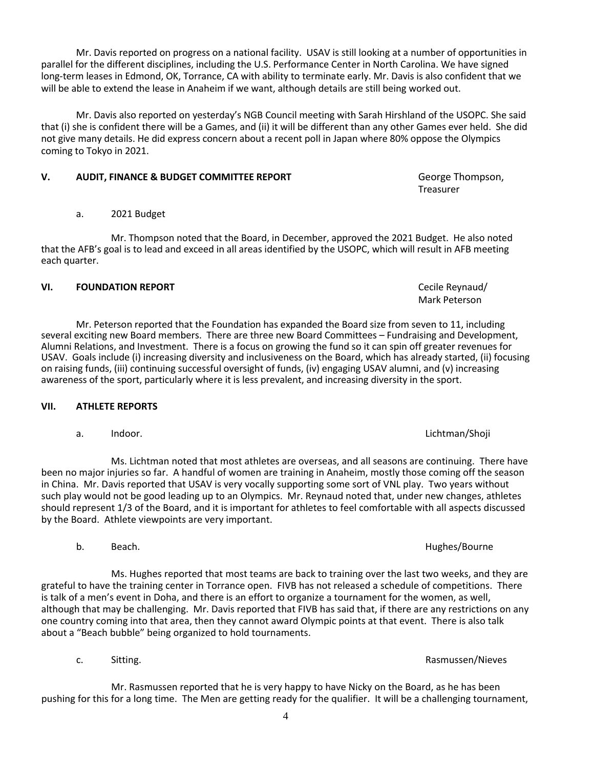Mr. Davis reported on progress on a national facility. USAV is still looking at a number of opportunities in parallel for the different disciplines, including the U.S. Performance Center in North Carolina. We have signed long-term leases in Edmond, OK, Torrance, CA with ability to terminate early. Mr. Davis is also confident that we will be able to extend the lease in Anaheim if we want, although details are still being worked out.

Mr. Davis also reported on yesterday's NGB Council meeting with Sarah Hirshland of the USOPC. She said that (i) she is confident there will be a Games, and (ii) it will be different than any other Games ever held. She did not give many details. He did express concern about a recent poll in Japan where 80% oppose the Olympics coming to Tokyo in 2021.

## V. AUDIT, FINANCE & BUDGET COMMITTEE REPORT — George Thompson, Treasurer

a. 2021 Budget

Mr. Thompson noted that the Board, in December, approved the 2021 Budget. He also noted that the AFB's goal is to lead and exceed in all areas identified by the USOPC, which will result in AFB meeting each quarter.

## VI. FOUNDATION REPORT — Cecile Reynaud/ Mark Peterson

Mr. Peterson reported that the Foundation has expanded the Board size from seven to 11, including several exciting new Board members. There are three new Board Committees – Fundraising and Development, Alumni Relations, and Investment. There is a focus on growing the fund so it can spin off greater revenues for USAV. Goals include (i) increasing diversity and inclusiveness on the Board, which has already started, (ii) focusing on raising funds, (iii) continuing successful oversight of funds, (iv) engaging USAV alumni, and (v) increasing awareness of the sport, particularly where it is less prevalent, and increasing diversity in the sport.

## VII. ATHLETE REPORTS

a. Indoor. — Lichtman/Shoji

Ms. Lichtman noted that most athletes are overseas, and all seasons are continuing. There have been no major injuries so far. A handful of women are training in Anaheim, mostly those coming off the season in China. Mr. Davis reported that USAV is very vocally supporting some sort of VNL play. Two years without such play would not be good leading up to an Olympics. Mr. Reynaud noted that, under new changes, athletes should represent 1/3 of the Board, and it is important for athletes to feel comfortable with all aspects discussed by the Board. Athlete viewpoints are very important.

b. Beach. — Hughes/Bourne

Ms. Hughes reported that most teams are back to training over the last two weeks, and they are grateful to have the training center in Torrance open. FIVB has not released a schedule of competitions. There is talk of a men's event in Doha, and there is an effort to organize a tournament for the women, as well, although that may be challenging. Mr. Davis reported that FIVB has said that, if there are any restrictions on any one country coming into that area, then they cannot award Olympic points at that event. There is also talk about a "Beach bubble" being organized to hold tournaments.

c. Sitting. — Rasmussen/Nieves

Mr. Rasmussen reported that he is very happy to have Nicky on the Board, as he has been pushing for this for a long time. The Men are getting ready for the qualifier. It will be a challenging tournament,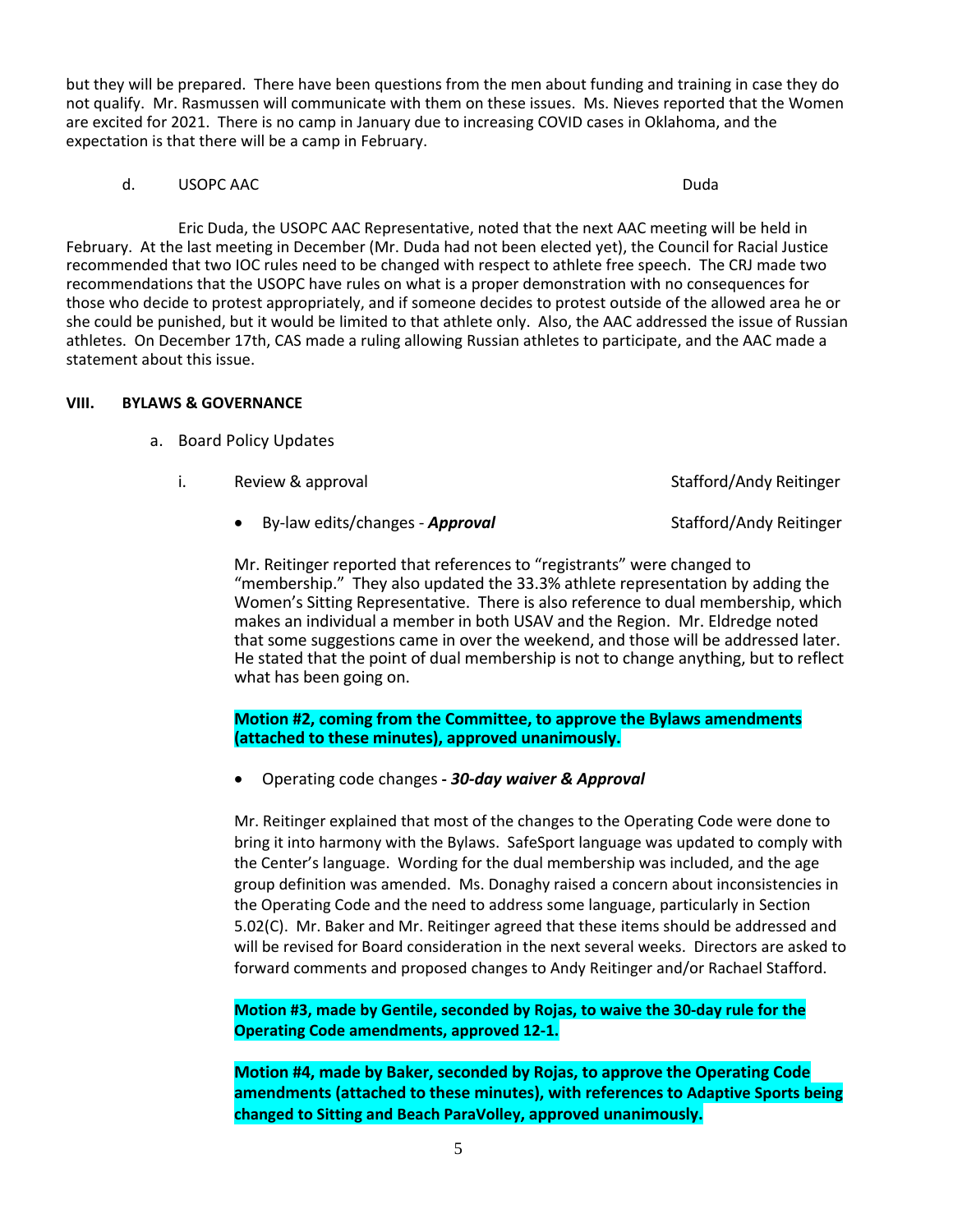but they will be prepared. There have been questions from the men about funding and training in case they do not qualify. Mr. Rasmussen will communicate with them on these issues. Ms. Nieves reported that the Women are excited for 2021. There is no camp in January due to increasing COVID cases in Oklahoma, and the expectation is that there will be a camp in February.

d. USOPC AAC — Duda

Eric Duda, the USOPC AAC Representative, noted that the next AAC meeting will be held in February. At the last meeting in December (Mr. Duda had not been elected yet), the Council for Racial Justice recommended that two IOC rules need to be changed with respect to athlete free speech. The CRJ made two recommendations that the USOPC have rules on what is a proper demonstration with no consequences for those who decide to protest appropriately, and if someone decides to protest outside of the allowed area he or she could be punished, but it would be limited to that athlete only. Also, the AAC addressed the issue of Russian athletes. On December 17th, CAS made a ruling allowing Russian athletes to participate, and the AAC made a statement about this issue.

## VIII. BYLAWS & GOVERNANCE

a. Board Policy Updates

i. Review & approval — Stafford/Andy Reitinger

- By-law edits/changes - ***Approval*** — Stafford/Andy Reitinger

Mr. Reitinger reported that references to "registrants" were changed to "membership." They also updated the 33.3% athlete representation by adding the Women's Sitting Representative. There is also reference to dual membership, which makes an individual a member in both USAV and the Region. Mr. Eldredge noted that some suggestions came in over the weekend, and those will be addressed later. He stated that the point of dual membership is not to change anything, but to reflect what has been going on.

**Motion #2, coming from the Committee, to approve the Bylaws amendments (attached to these minutes), approved unanimously.**

- Operating code changes **- *30-day waiver & Approval***

Mr. Reitinger explained that most of the changes to the Operating Code were done to bring it into harmony with the Bylaws. SafeSport language was updated to comply with the Center's language. Wording for the dual membership was included, and the age group definition was amended. Ms. Donaghy raised a concern about inconsistencies in the Operating Code and the need to address some language, particularly in Section 5.02(C). Mr. Baker and Mr. Reitinger agreed that these items should be addressed and will be revised for Board consideration in the next several weeks. Directors are asked to forward comments and proposed changes to Andy Reitinger and/or Rachael Stafford.

**Motion #3, made by Gentile, seconded by Rojas, to waive the 30-day rule for the Operating Code amendments, approved 12-1.**

**Motion #4, made by Baker, seconded by Rojas, to approve the Operating Code amendments (attached to these minutes), with references to Adaptive Sports being changed to Sitting and Beach ParaVolley, approved unanimously.**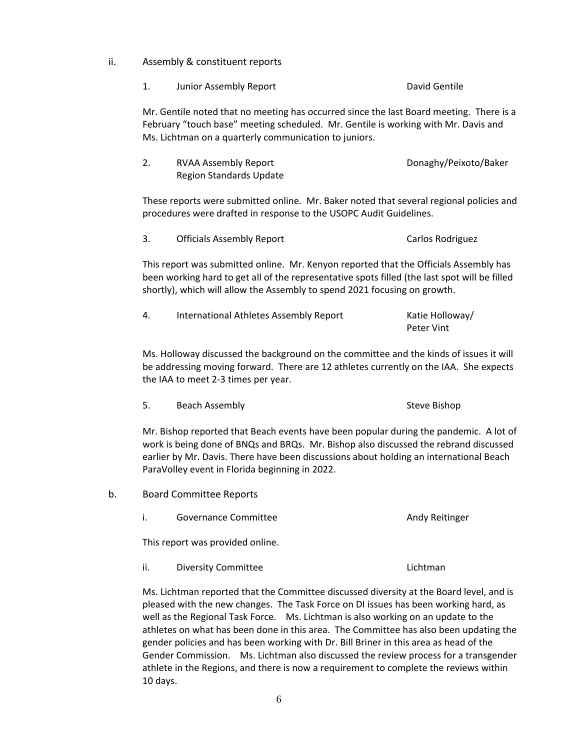ii. Assembly & constituent reports

1. Junior Assembly Report — David Gentile

Mr. Gentile noted that no meeting has occurred since the last Board meeting. There is a February "touch base" meeting scheduled. Mr. Gentile is working with Mr. Davis and Ms. Lichtman on a quarterly communication to juniors.

2. RVAA Assembly Report — Donaghy/Peixoto/Baker
Region Standards Update

These reports were submitted online. Mr. Baker noted that several regional policies and procedures were drafted in response to the USOPC Audit Guidelines.

3. Officials Assembly Report — Carlos Rodriguez

This report was submitted online. Mr. Kenyon reported that the Officials Assembly has been working hard to get all of the representative spots filled (the last spot will be filled shortly), which will allow the Assembly to spend 2021 focusing on growth.

4. International Athletes Assembly Report — Katie Holloway/ Peter Vint

Ms. Holloway discussed the background on the committee and the kinds of issues it will be addressing moving forward. There are 12 athletes currently on the IAA. She expects the IAA to meet 2-3 times per year.

5. Beach Assembly — Steve Bishop

Mr. Bishop reported that Beach events have been popular during the pandemic. A lot of work is being done of BNQs and BRQs. Mr. Bishop also discussed the rebrand discussed earlier by Mr. Davis. There have been discussions about holding an international Beach ParaVolley event in Florida beginning in 2022.

b. Board Committee Reports

i. Governance Committee — Andy Reitinger

This report was provided online.

ii. Diversity Committee — Lichtman

Ms. Lichtman reported that the Committee discussed diversity at the Board level, and is pleased with the new changes. The Task Force on DI issues has been working hard, as well as the Regional Task Force. Ms. Lichtman is also working on an update to the athletes on what has been done in this area. The Committee has also been updating the gender policies and has been working with Dr. Bill Briner in this area as head of the Gender Commission. Ms. Lichtman also discussed the review process for a transgender athlete in the Regions, and there is now a requirement to complete the reviews within 10 days.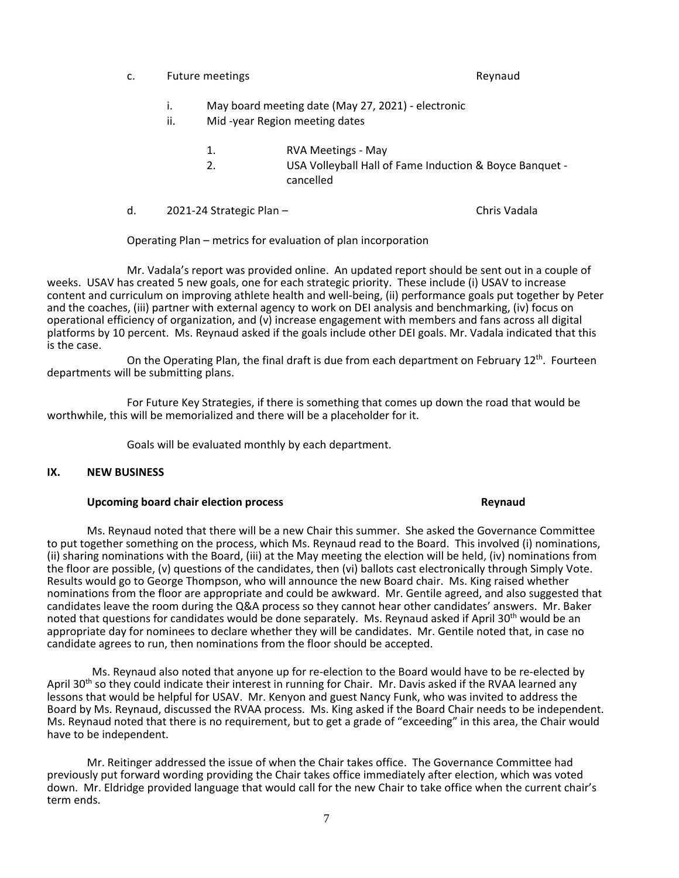c. Future meetings — Reynaud

i. May board meeting date (May 27, 2021) - electronic
ii. Mid -year Region meeting dates

1. RVA Meetings - May
2. USA Volleyball Hall of Fame Induction & Boyce Banquet - cancelled

d. 2021-24 Strategic Plan – Chris Vadala

Operating Plan – metrics for evaluation of plan incorporation

Mr. Vadala's report was provided online. An updated report should be sent out in a couple of weeks. USAV has created 5 new goals, one for each strategic priority. These include (i) USAV to increase content and curriculum on improving athlete health and well-being, (ii) performance goals put together by Peter and the coaches, (iii) partner with external agency to work on DEI analysis and benchmarking, (iv) focus on operational efficiency of organization, and (v) increase engagement with members and fans across all digital platforms by 10 percent. Ms. Reynaud asked if the goals include other DEI goals. Mr. Vadala indicated that this is the case.

On the Operating Plan, the final draft is due from each department on February 12th. Fourteen departments will be submitting plans.

For Future Key Strategies, if there is something that comes up down the road that would be worthwhile, this will be memorialized and there will be a placeholder for it.

Goals will be evaluated monthly by each department.

## IX. NEW BUSINESS

**Upcoming board chair election process — Reynaud**

Ms. Reynaud noted that there will be a new Chair this summer. She asked the Governance Committee to put together something on the process, which Ms. Reynaud read to the Board. This involved (i) nominations, (ii) sharing nominations with the Board, (iii) at the May meeting the election will be held, (iv) nominations from the floor are possible, (v) questions of the candidates, then (vi) ballots cast electronically through Simply Vote. Results would go to George Thompson, who will announce the new Board chair. Ms. King raised whether nominations from the floor are appropriate and could be awkward. Mr. Gentile agreed, and also suggested that candidates leave the room during the Q&A process so they cannot hear other candidates' answers. Mr. Baker noted that questions for candidates would be done separately. Ms. Reynaud asked if April 30th would be an appropriate day for nominees to declare whether they will be candidates. Mr. Gentile noted that, in case no candidate agrees to run, then nominations from the floor should be accepted.

Ms. Reynaud also noted that anyone up for re-election to the Board would have to be re-elected by April 30th so they could indicate their interest in running for Chair. Mr. Davis asked if the RVAA learned any lessons that would be helpful for USAV. Mr. Kenyon and guest Nancy Funk, who was invited to address the Board by Ms. Reynaud, discussed the RVAA process. Ms. King asked if the Board Chair needs to be independent. Ms. Reynaud noted that there is no requirement, but to get a grade of "exceeding" in this area, the Chair would have to be independent.

Mr. Reitinger addressed the issue of when the Chair takes office. The Governance Committee had previously put forward wording providing the Chair takes office immediately after election, which was voted down. Mr. Eldridge provided language that would call for the new Chair to take office when the current chair's term ends.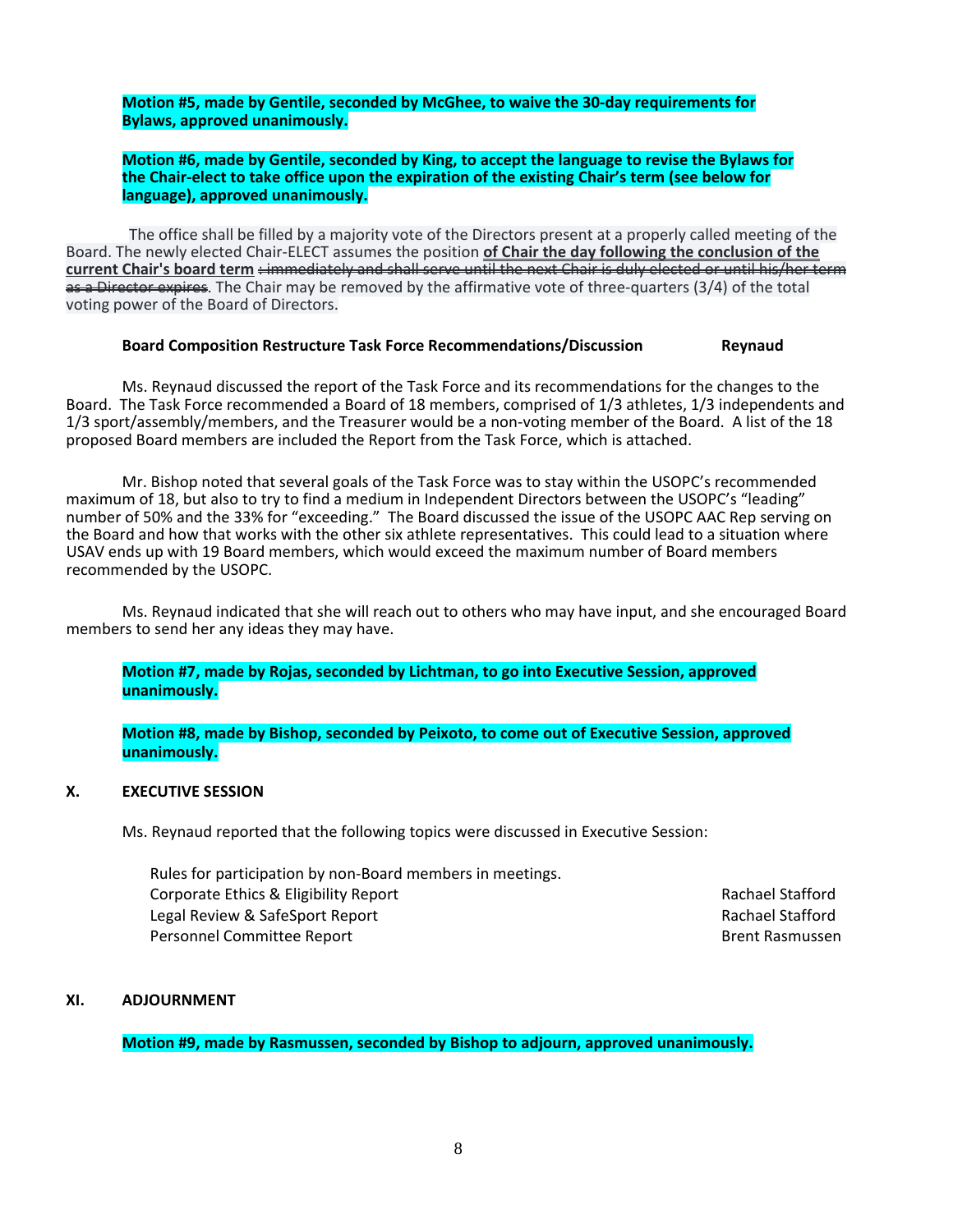**Motion #5, made by Gentile, seconded by McGhee, to waive the 30-day requirements for Bylaws, approved unanimously.**

**Motion #6, made by Gentile, seconded by King, to accept the language to revise the Bylaws for the Chair-elect to take office upon the expiration of the existing Chair's term (see below for language), approved unanimously.**

The office shall be filled by a majority vote of the Directors present at a properly called meeting of the Board. The newly elected Chair-ELECT assumes the position **<u>of Chair the day following the conclusion of the current Chair's board term</u>** ~~: immediately and shall serve until the next Chair is duly elected or until his/her term as a Director expires~~. The Chair may be removed by the affirmative vote of three-quarters (3/4) of the total voting power of the Board of Directors.

**Board Composition Restructure Task Force Recommendations/Discussion** **Reynaud**

Ms. Reynaud discussed the report of the Task Force and its recommendations for the changes to the Board. The Task Force recommended a Board of 18 members, comprised of 1/3 athletes, 1/3 independents and 1/3 sport/assembly/members, and the Treasurer would be a non-voting member of the Board. A list of the 18 proposed Board members are included the Report from the Task Force, which is attached.

Mr. Bishop noted that several goals of the Task Force was to stay within the USOPC's recommended maximum of 18, but also to try to find a medium in Independent Directors between the USOPC's "leading" number of 50% and the 33% for "exceeding." The Board discussed the issue of the USOPC AAC Rep serving on the Board and how that works with the other six athlete representatives. This could lead to a situation where USAV ends up with 19 Board members, which would exceed the maximum number of Board members recommended by the USOPC.

Ms. Reynaud indicated that she will reach out to others who may have input, and she encouraged Board members to send her any ideas they may have.

**Motion #7, made by Rojas, seconded by Lichtman, to go into Executive Session, approved unanimously.**

**Motion #8, made by Bishop, seconded by Peixoto, to come out of Executive Session, approved unanimously.**

## X. EXECUTIVE SESSION

Ms. Reynaud reported that the following topics were discussed in Executive Session:

| | |
|---|---|
| Rules for participation by non-Board members in meetings. | |
| Corporate Ethics & Eligibility Report | Rachael Stafford |
| Legal Review & SafeSport Report | Rachael Stafford |
| Personnel Committee Report | Brent Rasmussen |

## XI. ADJOURNMENT

**Motion #9, made by Rasmussen, seconded by Bishop to adjourn, approved unanimously.**